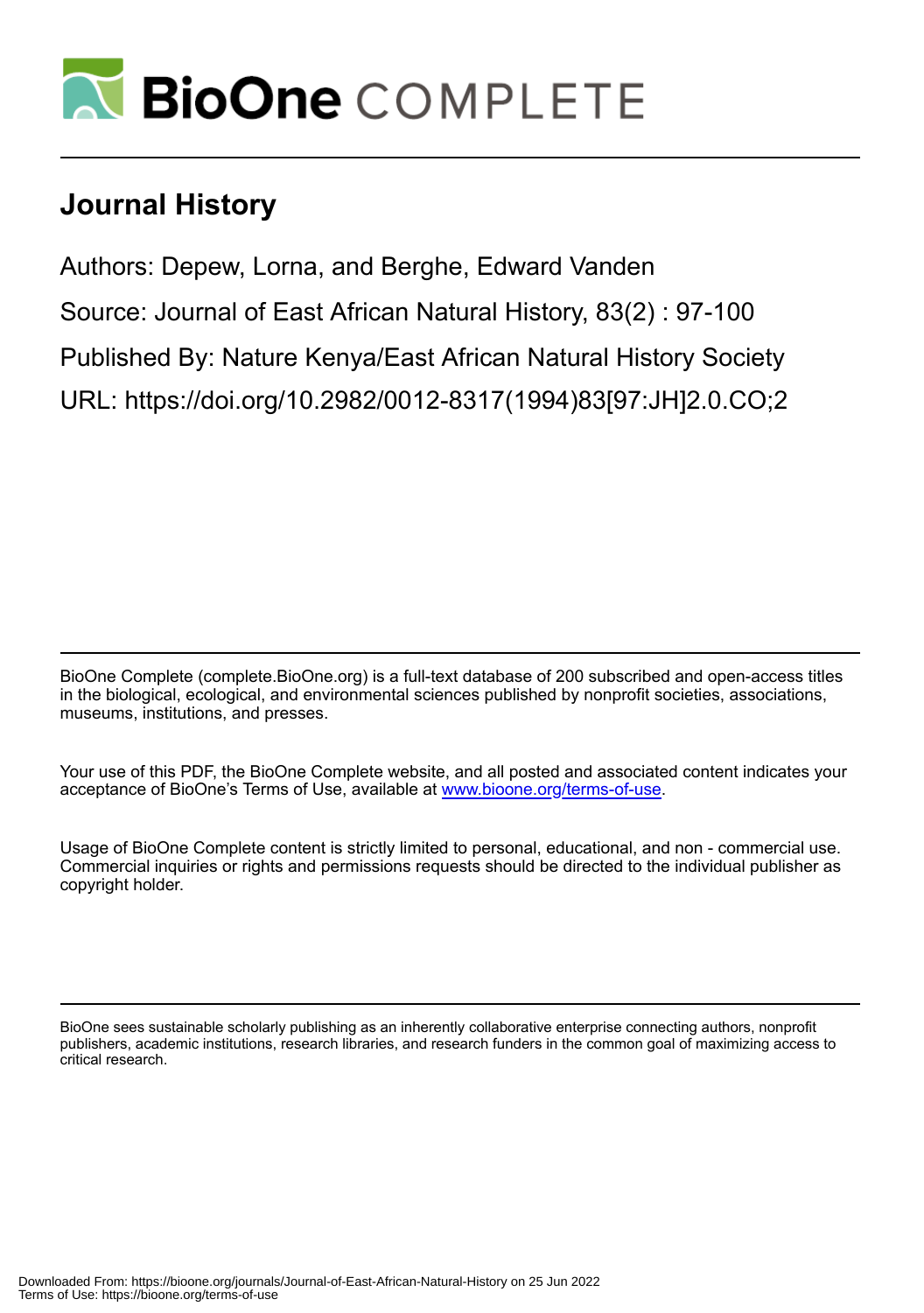# BioOne COMPLETE

## Journal History

Authors: Depew, Lorna, and Berghe, Edward Vanden

Source: Journal of East African Natural History, 83(2) : 97-100

Published By: Nature Kenya/East African Natural History Society

URL: https://doi.org/10.2982/0012-8317(1994)83[97:JH]2.0.CO;2

BioOne Complete (complete.BioOne.org) is a full-text database of 200 subscribed and open-access titles in the biological, ecological, and environmental sciences published by nonprofit societies, associations, museums, institutions, and presses.

Your use of this PDF, the BioOne Complete website, and all posted and associated content indicates your acceptance of BioOne's Terms of Use, available at www.bioone.org/terms-of-use.

Usage of BioOne Complete content is strictly limited to personal, educational, and non - commercial use. Commercial inquiries or rights and permissions requests should be directed to the individual publisher as copyright holder.

BioOne sees sustainable scholarly publishing as an inherently collaborative enterprise connecting authors, nonprofit publishers, academic institutions, research libraries, and research funders in the common goal of maximizing access to critical research.

Downloaded From: https://bioone.org/journals/Journal-of-East-African-Natural-History on 25 Jun 2022
Terms of Use: https://bioone.org/terms-of-use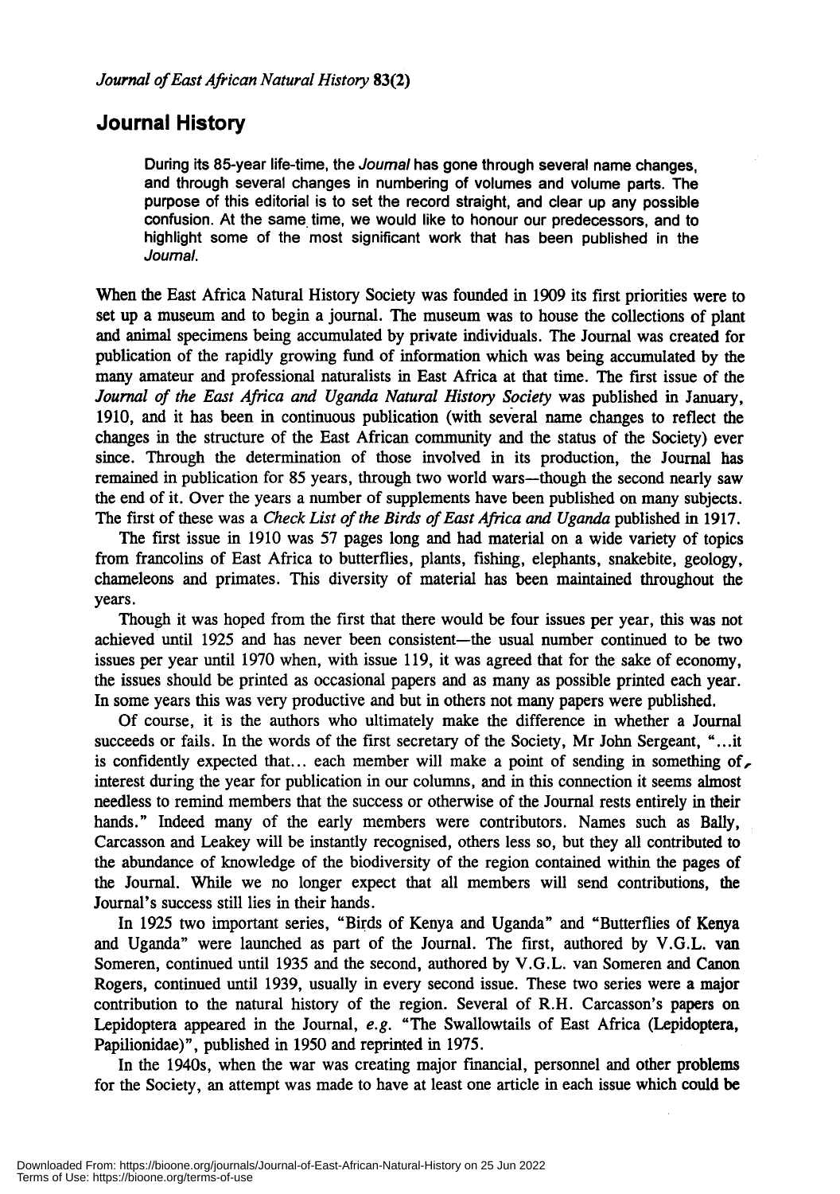## Journal History

> During its 85-year life-time, the *Journal* has gone through several name changes, and through several changes in numbering of volumes and volume parts. The purpose of this editorial is to set the record straight, and clear up any possible confusion. At the same time, we would like to honour our predecessors, and to highlight some of the most significant work that has been published in the *Journal*.

When the East Africa Natural History Society was founded in 1909 its first priorities were to set up a museum and to begin a journal. The museum was to house the collections of plant and animal specimens being accumulated by private individuals. The Journal was created for publication of the rapidly growing fund of information which was being accumulated by the many amateur and professional naturalists in East Africa at that time. The first issue of the *Journal of the East Africa and Uganda Natural History Society* was published in January, 1910, and it has been in continuous publication (with several name changes to reflect the changes in the structure of the East African community and the status of the Society) ever since. Through the determination of those involved in its production, the Journal has remained in publication for 85 years, through two world wars—though the second nearly saw the end of it. Over the years a number of supplements have been published on many subjects. The first of these was a *Check List of the Birds of East Africa and Uganda* published in 1917.

The first issue in 1910 was 57 pages long and had material on a wide variety of topics from francolins of East Africa to butterflies, plants, fishing, elephants, snakebite, geology, chameleons and primates. This diversity of material has been maintained throughout the years.

Though it was hoped from the first that there would be four issues per year, this was not achieved until 1925 and has never been consistent—the usual number continued to be two issues per year until 1970 when, with issue 119, it was agreed that for the sake of economy, the issues should be printed as occasional papers and as many as possible printed each year. In some years this was very productive and but in others not many papers were published.

Of course, it is the authors who ultimately make the difference in whether a Journal succeeds or fails. In the words of the first secretary of the Society, Mr John Sergeant, "...it is confidently expected that... each member will make a point of sending in something of interest during the year for publication in our columns, and in this connection it seems almost needless to remind members that the success or otherwise of the Journal rests entirely in their hands." Indeed many of the early members were contributors. Names such as Bally, Carcasson and Leakey will be instantly recognised, others less so, but they all contributed to the abundance of knowledge of the biodiversity of the region contained within the pages of the Journal. While we no longer expect that all members will send contributions, the Journal's success still lies in their hands.

In 1925 two important series, "Birds of Kenya and Uganda" and "Butterflies of Kenya and Uganda" were launched as part of the Journal. The first, authored by V.G.L. van Someren, continued until 1935 and the second, authored by V.G.L. van Someren and Canon Rogers, continued until 1939, usually in every second issue. These two series were a major contribution to the natural history of the region. Several of R.H. Carcasson's papers on Lepidoptera appeared in the Journal, *e.g.* "The Swallowtails of East Africa (Lepidoptera, Papilionidae)", published in 1950 and reprinted in 1975.

In the 1940s, when the war was creating major financial, personnel and other problems for the Society, an attempt was made to have at least one article in each issue which could be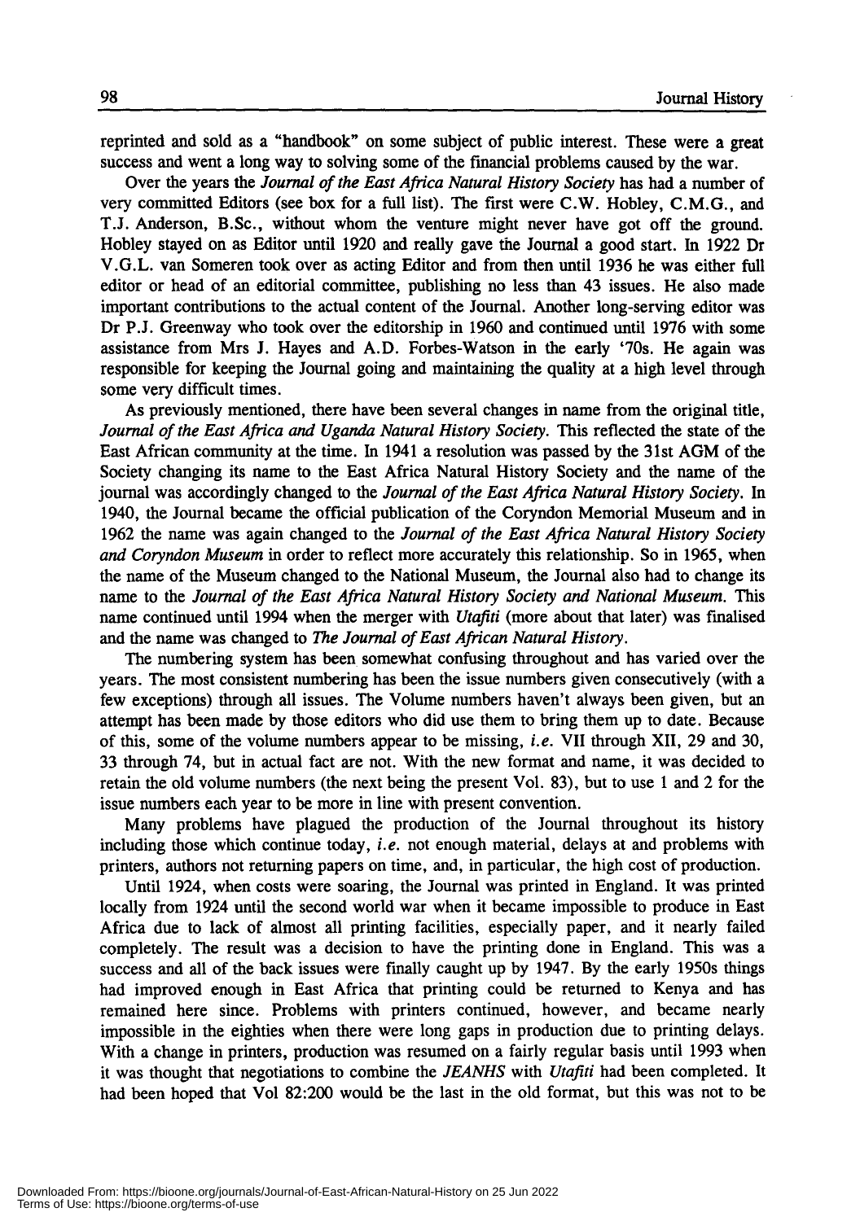reprinted and sold as a "handbook" on some subject of public interest. These were a great success and went a long way to solving some of the financial problems caused by the war.

Over the years the *Journal of the East Africa Natural History Society* has had a number of very committed Editors (see box for a full list). The first were C.W. Hobley, C.M.G., and T.J. Anderson, B.Sc., without whom the venture might never have got off the ground. Hobley stayed on as Editor until 1920 and really gave the Journal a good start. In 1922 Dr V.G.L. van Someren took over as acting Editor and from then until 1936 he was either full editor or head of an editorial committee, publishing no less than 43 issues. He also made important contributions to the actual content of the Journal. Another long-serving editor was Dr P.J. Greenway who took over the editorship in 1960 and continued until 1976 with some assistance from Mrs J. Hayes and A.D. Forbes-Watson in the early '70s. He again was responsible for keeping the Journal going and maintaining the quality at a high level through some very difficult times.

As previously mentioned, there have been several changes in name from the original title, *Journal of the East Africa and Uganda Natural History Society*. This reflected the state of the East African community at the time. In 1941 a resolution was passed by the 31st AGM of the Society changing its name to the East Africa Natural History Society and the name of the journal was accordingly changed to the *Journal of the East Africa Natural History Society*. In 1940, the Journal became the official publication of the Coryndon Memorial Museum and in 1962 the name was again changed to the *Journal of the East Africa Natural History Society and Coryndon Museum* in order to reflect more accurately this relationship. So in 1965, when the name of the Museum changed to the National Museum, the Journal also had to change its name to the *Journal of the East Africa Natural History Society and National Museum*. This name continued until 1994 when the merger with *Utafiti* (more about that later) was finalised and the name was changed to *The Journal of East African Natural History*.

The numbering system has been somewhat confusing throughout and has varied over the years. The most consistent numbering has been the issue numbers given consecutively (with a few exceptions) through all issues. The Volume numbers haven't always been given, but an attempt has been made by those editors who did use them to bring them up to date. Because of this, some of the volume numbers appear to be missing, *i.e.* VII through XII, 29 and 30, 33 through 74, but in actual fact are not. With the new format and name, it was decided to retain the old volume numbers (the next being the present Vol. 83), but to use 1 and 2 for the issue numbers each year to be more in line with present convention.

Many problems have plagued the production of the Journal throughout its history including those which continue today, *i.e.* not enough material, delays at and problems with printers, authors not returning papers on time, and, in particular, the high cost of production.

Until 1924, when costs were soaring, the Journal was printed in England. It was printed locally from 1924 until the second world war when it became impossible to produce in East Africa due to lack of almost all printing facilities, especially paper, and it nearly failed completely. The result was a decision to have the printing done in England. This was a success and all of the back issues were finally caught up by 1947. By the early 1950s things had improved enough in East Africa that printing could be returned to Kenya and has remained here since. Problems with printers continued, however, and became nearly impossible in the eighties when there were long gaps in production due to printing delays. With a change in printers, production was resumed on a fairly regular basis until 1993 when it was thought that negotiations to combine the *JEANHS* with *Utafiti* had been completed. It had been hoped that Vol 82:200 would be the last in the old format, but this was not to be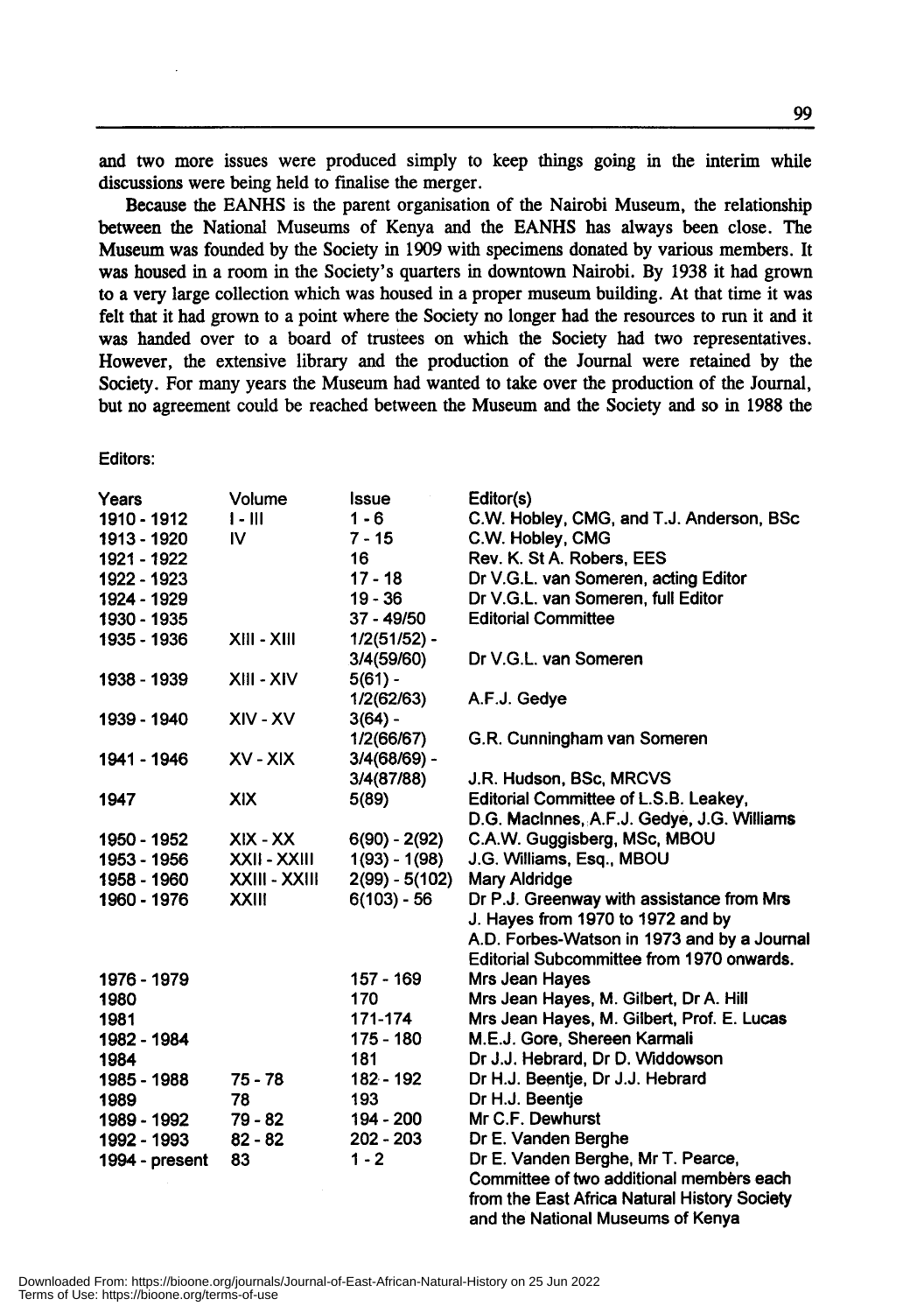and two more issues were produced simply to keep things going in the interim while discussions were being held to finalise the merger.

Because the EANHS is the parent organisation of the Nairobi Museum, the relationship between the National Museums of Kenya and the EANHS has always been close. The Museum was founded by the Society in 1909 with specimens donated by various members. It was housed in a room in the Society's quarters in downtown Nairobi. By 1938 it had grown to a very large collection which was housed in a proper museum building. At that time it was felt that it had grown to a point where the Society no longer had the resources to run it and it was handed over to a board of trustees on which the Society had two representatives. However, the extensive library and the production of the Journal were retained by the Society. For many years the Museum had wanted to take over the production of the Journal, but no agreement could be reached between the Museum and the Society and so in 1988 the

Editors:

| Years | Volume | Issue | Editor(s) |
|---|---|---|---|
| 1910 - 1912 | I - III | 1 - 6 | C.W. Hobley, CMG, and T.J. Anderson, BSc |
| 1913 - 1920 | IV | 7 - 15 | C.W. Hobley, CMG |
| 1921 - 1922 | | 16 | Rev. K. St A. Robers, EES |
| 1922 - 1923 | | 17 - 18 | Dr V.G.L. van Someren, acting Editor |
| 1924 - 1929 | | 19 - 36 | Dr V.G.L. van Someren, full Editor |
| 1930 - 1935 | | 37 - 49/50 | Editorial Committee |
| 1935 - 1936 | XIII - XIII | 1/2(51/52) - 3/4(59/60) | Dr V.G.L. van Someren |
| 1938 - 1939 | XIII - XIV | 5(61) - 1/2(62/63) | A.F.J. Gedye |
| 1939 - 1940 | XIV - XV | 3(64) - 1/2(66/67) | G.R. Cunningham van Someren |
| 1941 - 1946 | XV - XIX | 3/4(68/69) - 3/4(87/88) | J.R. Hudson, BSc, MRCVS |
| 1947 | XIX | 5(89) | Editorial Committee of L.S.B. Leakey, D.G. MacInnes, A.F.J. Gedye, J.G. Williams |
| 1950 - 1952 | XIX - XX | 6(90) - 2(92) | C.A.W. Guggisberg, MSc, MBOU |
| 1953 - 1956 | XXII - XXIII | 1(93) - 1(98) | J.G. Williams, Esq., MBOU |
| 1958 - 1960 | XXIII - XXIII | 2(99) - 5(102) | Mary Aldridge |
| 1960 - 1976 | XXIII | 6(103) - 56 | Dr P.J. Greenway with assistance from Mrs J. Hayes from 1970 to 1972 and by A.D. Forbes-Watson in 1973 and by a Journal Editorial Subcommittee from 1970 onwards. |
| 1976 - 1979 | | 157 - 169 | Mrs Jean Hayes |
| 1980 | | 170 | Mrs Jean Hayes, M. Gilbert, Dr A. Hill |
| 1981 | | 171-174 | Mrs Jean Hayes, M. Gilbert, Prof. E. Lucas |
| 1982 - 1984 | | 175 - 180 | M.E.J. Gore, Shereen Karmali |
| 1984 | | 181 | Dr J.J. Hebrard, Dr D. Widdowson |
| 1985 - 1988 | 75 - 78 | 182 - 192 | Dr H.J. Beentje, Dr J.J. Hebrard |
| 1989 | 78 | 193 | Dr H.J. Beentje |
| 1989 - 1992 | 79 - 82 | 194 - 200 | Mr C.F. Dewhurst |
| 1992 - 1993 | 82 - 82 | 202 - 203 | Dr E. Vanden Berghe |
| 1994 - present | 83 | 1 - 2 | Dr E. Vanden Berghe, Mr T. Pearce, Committee of two additional members each from the East Africa Natural History Society and the National Museums of Kenya |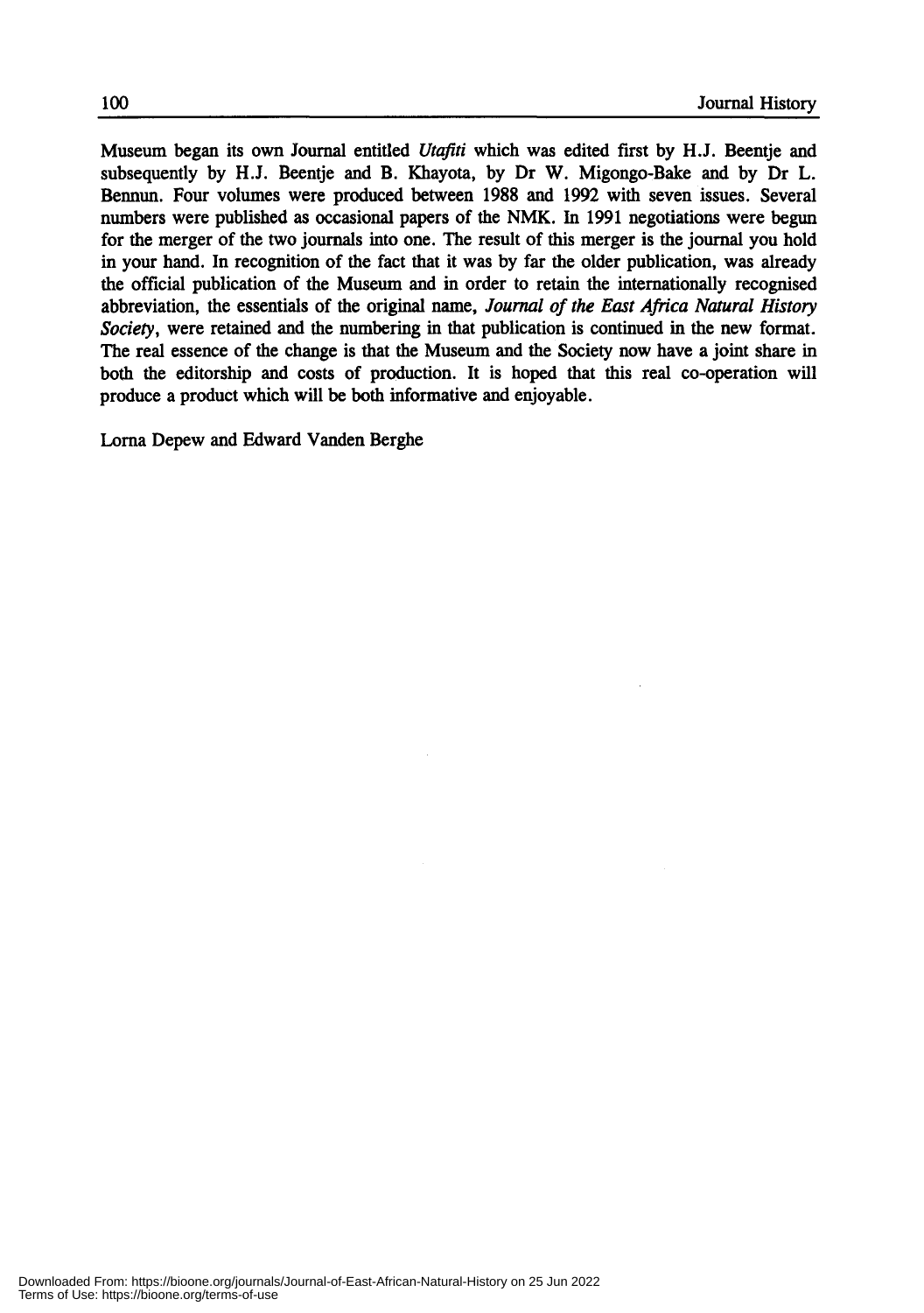Museum began its own Journal entitled *Utafiti* which was edited first by H.J. Beentje and subsequently by H.J. Beentje and B. Khayota, by Dr W. Migongo-Bake and by Dr L. Bennun. Four volumes were produced between 1988 and 1992 with seven issues. Several numbers were published as occasional papers of the NMK. In 1991 negotiations were begun for the merger of the two journals into one. The result of this merger is the journal you hold in your hand. In recognition of the fact that it was by far the older publication, was already the official publication of the Museum and in order to retain the internationally recognised abbreviation, the essentials of the original name, *Journal of the East Africa Natural History Society*, were retained and the numbering in that publication is continued in the new format. The real essence of the change is that the Museum and the Society now have a joint share in both the editorship and costs of production. It is hoped that this real co-operation will produce a product which will be both informative and enjoyable.

Lorna Depew and Edward Vanden Berghe